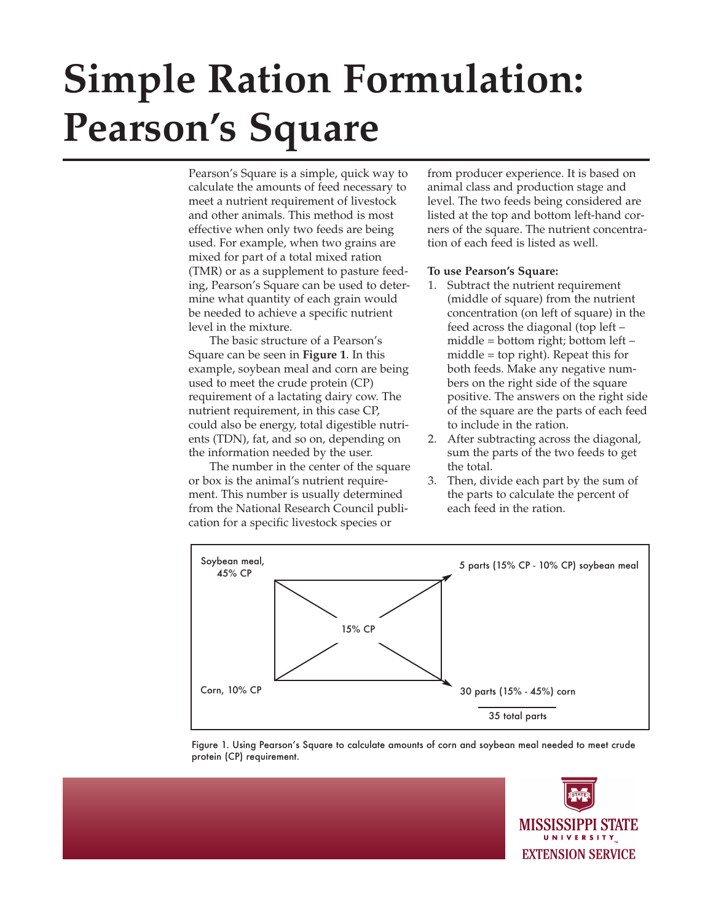# Simple Ration Formulation: Pearson's Square

Pearson's Square is a simple, quick way to calculate the amounts of feed necessary to meet a nutrient requirement of livestock and other animals. This method is most effective when only two feeds are being used. For example, when two grains are mixed for part of a total mixed ration (TMR) or as a supplement to pasture feeding, Pearson's Square can be used to determine what quantity of each grain would be needed to achieve a specific nutrient level in the mixture.

The basic structure of a Pearson's Square can be seen in **Figure 1**. In this example, soybean meal and corn are being used to meet the crude protein (CP) requirement of a lactating dairy cow. The nutrient requirement, in this case CP, could also be energy, total digestible nutrients (TDN), fat, and so on, depending on the information needed by the user.

The number in the center of the square or box is the animal's nutrient requirement. This number is usually determined from the National Research Council publication for a specific livestock species or from producer experience. It is based on animal class and production stage and level. The two feeds being considered are listed at the top and bottom left-hand corners of the square. The nutrient concentration of each feed is listed as well.

**To use Pearson's Square:**

1. Subtract the nutrient requirement (middle of square) from the nutrient concentration (on left of square) in the feed across the diagonal (top left – middle = bottom right; bottom left – middle = top right). Repeat this for both feeds. Make any negative numbers on the right side of the square positive. The answers on the right side of the square are the parts of each feed to include in the ration.
2. After subtracting across the diagonal, sum the parts of the two feeds to get the total.
3. Then, divide each part by the sum of the parts to calculate the percent of each feed in the ration.

Soybean meal, 45% CP — 5 parts (15% CP - 10% CP) soybean meal

15% CP

Corn, 10% CP — 30 parts (15% - 45%) corn

35 total parts

Figure 1. Using Pearson's Square to calculate amounts of corn and soybean meal needed to meet crude protein (CP) requirement.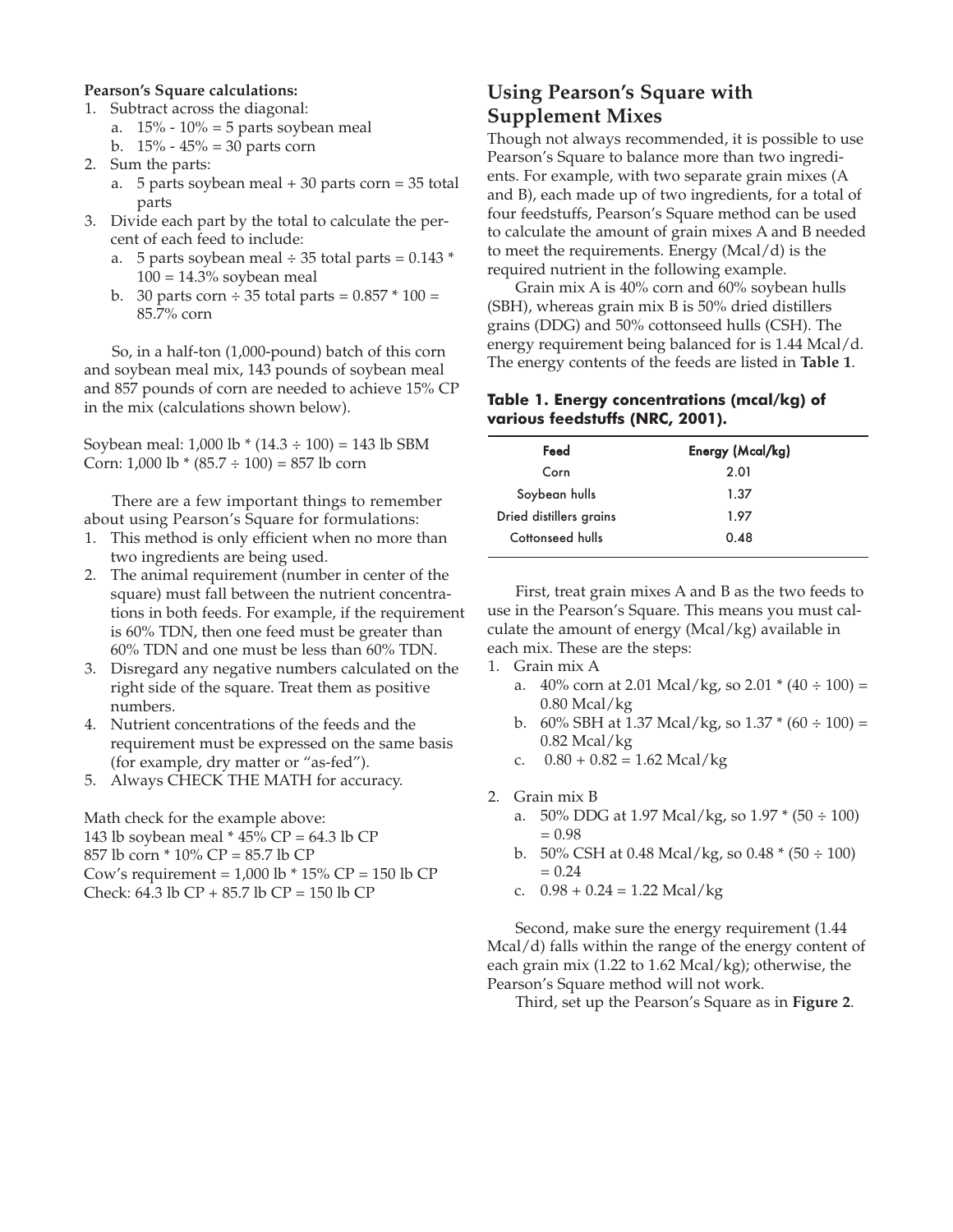**Pearson's Square calculations:**

1. Subtract across the diagonal:
   a. 15% - 10% = 5 parts soybean meal
   b. 15% - 45% = 30 parts corn
2. Sum the parts:
   a. 5 parts soybean meal + 30 parts corn = 35 total parts
3. Divide each part by the total to calculate the percent of each feed to include:
   a. 5 parts soybean meal ÷ 35 total parts = 0.143 * 100 = 14.3% soybean meal
   b. 30 parts corn ÷ 35 total parts = 0.857 * 100 = 85.7% corn

So, in a half-ton (1,000-pound) batch of this corn and soybean meal mix, 143 pounds of soybean meal and 857 pounds of corn are needed to achieve 15% CP in the mix (calculations shown below).

Soybean meal: 1,000 lb * (14.3 ÷ 100) = 143 lb SBM
Corn: 1,000 lb * (85.7 ÷ 100) = 857 lb corn

There are a few important things to remember about using Pearson's Square for formulations:

1. This method is only efficient when no more than two ingredients are being used.
2. The animal requirement (number in center of the square) must fall between the nutrient concentrations in both feeds. For example, if the requirement is 60% TDN, then one feed must be greater than 60% TDN and one must be less than 60% TDN.
3. Disregard any negative numbers calculated on the right side of the square. Treat them as positive numbers.
4. Nutrient concentrations of the feeds and the requirement must be expressed on the same basis (for example, dry matter or "as-fed").
5. Always CHECK THE MATH for accuracy.

Math check for the example above:
143 lb soybean meal * 45% CP = 64.3 lb CP
857 lb corn * 10% CP = 85.7 lb CP
Cow's requirement = 1,000 lb * 15% CP = 150 lb CP
Check: 64.3 lb CP + 85.7 lb CP = 150 lb CP

## Using Pearson's Square with Supplement Mixes

Though not always recommended, it is possible to use Pearson's Square to balance more than two ingredients. For example, with two separate grain mixes (A and B), each made up of two ingredients, for a total of four feedstuffs, Pearson's Square method can be used to calculate the amount of grain mixes A and B needed to meet the requirements. Energy (Mcal/d) is the required nutrient in the following example.

Grain mix A is 40% corn and 60% soybean hulls (SBH), whereas grain mix B is 50% dried distillers grains (DDG) and 50% cottonseed hulls (CSH). The energy requirement being balanced for is 1.44 Mcal/d. The energy contents of the feeds are listed in **Table 1**.

**Table 1. Energy concentrations (mcal/kg) of various feedstuffs (NRC, 2001).**

| Feed | Energy (Mcal/kg) |
|---|---|
| Corn | 2.01 |
| Soybean hulls | 1.37 |
| Dried distillers grains | 1.97 |
| Cottonseed hulls | 0.48 |

First, treat grain mixes A and B as the two feeds to use in the Pearson's Square. This means you must calculate the amount of energy (Mcal/kg) available in each mix. These are the steps:

1. Grain mix A
   a. 40% corn at 2.01 Mcal/kg, so 2.01 * (40 ÷ 100) = 0.80 Mcal/kg
   b. 60% SBH at 1.37 Mcal/kg, so 1.37 * (60 ÷ 100) = 0.82 Mcal/kg
   c. 0.80 + 0.82 = 1.62 Mcal/kg
2. Grain mix B
   a. 50% DDG at 1.97 Mcal/kg, so 1.97 * (50 ÷ 100) = 0.98
   b. 50% CSH at 0.48 Mcal/kg, so 0.48 * (50 ÷ 100) = 0.24
   c. 0.98 + 0.24 = 1.22 Mcal/kg

Second, make sure the energy requirement (1.44 Mcal/d) falls within the range of the energy content of each grain mix (1.22 to 1.62 Mcal/kg); otherwise, the Pearson's Square method will not work.

Third, set up the Pearson's Square as in **Figure 2**.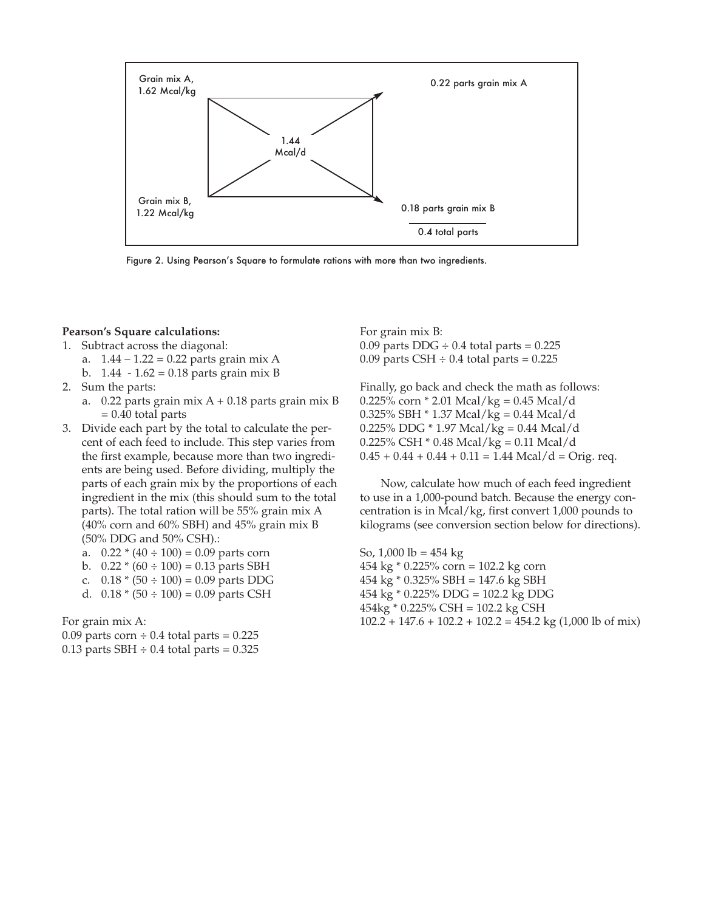Grain mix A, 1.62 Mcal/kg

0.22 parts grain mix A

1.44 Mcal/d

Grain mix B, 1.22 Mcal/kg

0.18 parts grain mix B

0.4 total parts

Figure 2. Using Pearson's Square to formulate rations with more than two ingredients.

**Pearson's Square calculations:**

1. Subtract across the diagonal:
   a. 1.44 – 1.22 = 0.22 parts grain mix A
   b. 1.44 - 1.62 = 0.18 parts grain mix B
2. Sum the parts:
   a. 0.22 parts grain mix A + 0.18 parts grain mix B = 0.40 total parts
3. Divide each part by the total to calculate the percent of each feed to include. This step varies from the first example, because more than two ingredients are being used. Before dividing, multiply the parts of each grain mix by the proportions of each ingredient in the mix (this should sum to the total parts). The total ration will be 55% grain mix A (40% corn and 60% SBH) and 45% grain mix B (50% DDG and 50% CSH).:
   a. 0.22 * (40 ÷ 100) = 0.09 parts corn
   b. 0.22 * (60 ÷ 100) = 0.13 parts SBH
   c. 0.18 * (50 ÷ 100) = 0.09 parts DDG
   d. 0.18 * (50 ÷ 100) = 0.09 parts CSH

For grain mix A:
0.09 parts corn ÷ 0.4 total parts = 0.225
0.13 parts SBH ÷ 0.4 total parts = 0.325

For grain mix B:
0.09 parts DDG ÷ 0.4 total parts = 0.225
0.09 parts CSH ÷ 0.4 total parts = 0.225

Finally, go back and check the math as follows:
0.225% corn * 2.01 Mcal/kg = 0.45 Mcal/d
0.325% SBH * 1.37 Mcal/kg = 0.44 Mcal/d
0.225% DDG * 1.97 Mcal/kg = 0.44 Mcal/d
0.225% CSH * 0.48 Mcal/kg = 0.11 Mcal/d
0.45 + 0.44 + 0.44 + 0.11 = 1.44 Mcal/d = Orig. req.

Now, calculate how much of each feed ingredient to use in a 1,000-pound batch. Because the energy concentration is in Mcal/kg, first convert 1,000 pounds to kilograms (see conversion section below for directions).

So, 1,000 lb = 454 kg
454 kg * 0.225% corn = 102.2 kg corn
454 kg * 0.325% SBH = 147.6 kg SBH
454 kg * 0.225% DDG = 102.2 kg DDG
454kg * 0.225% CSH = 102.2 kg CSH
102.2 + 147.6 + 102.2 + 102.2 = 454.2 kg (1,000 lb of mix)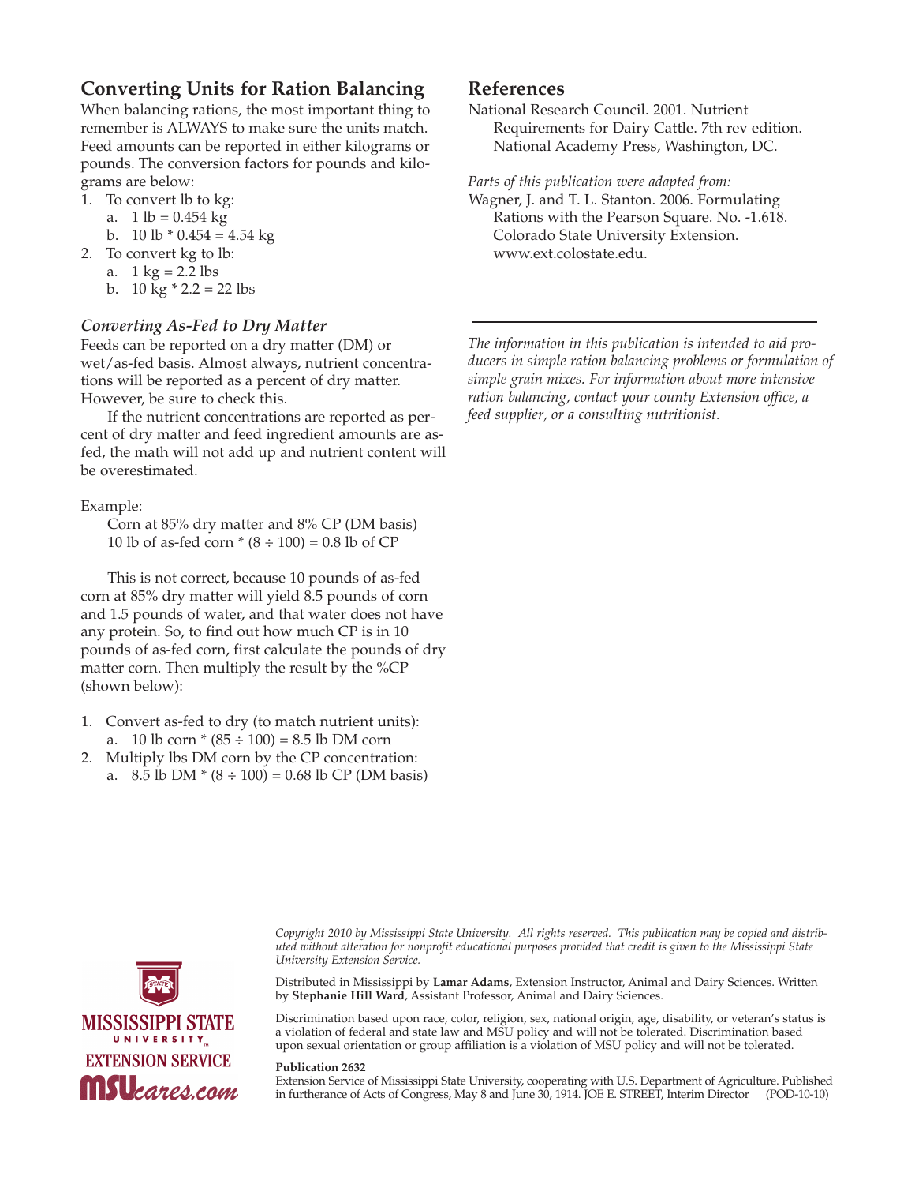## Converting Units for Ration Balancing

When balancing rations, the most important thing to remember is ALWAYS to make sure the units match. Feed amounts can be reported in either kilograms or pounds. The conversion factors for pounds and kilograms are below:

1. To convert lb to kg:
   a. 1 lb = 0.454 kg
   b. 10 lb * 0.454 = 4.54 kg
2. To convert kg to lb:
   a. 1 kg = 2.2 lbs
   b. 10 kg * 2.2 = 22 lbs

### *Converting As-Fed to Dry Matter*

Feeds can be reported on a dry matter (DM) or wet/as-fed basis. Almost always, nutrient concentrations will be reported as a percent of dry matter. However, be sure to check this.

If the nutrient concentrations are reported as percent of dry matter and feed ingredient amounts are as-fed, the math will not add up and nutrient content will be overestimated.

Example:

Corn at 85% dry matter and 8% CP (DM basis)
10 lb of as-fed corn * (8 ÷ 100) = 0.8 lb of CP

This is not correct, because 10 pounds of as-fed corn at 85% dry matter will yield 8.5 pounds of corn and 1.5 pounds of water, and that water does not have any protein. So, to find out how much CP is in 10 pounds of as-fed corn, first calculate the pounds of dry matter corn. Then multiply the result by the %CP (shown below):

1. Convert as-fed to dry (to match nutrient units):
   a. 10 lb corn * (85 ÷ 100) = 8.5 lb DM corn
2. Multiply lbs DM corn by the CP concentration:
   a. 8.5 lb DM * (8 ÷ 100) = 0.68 lb CP (DM basis)

## References

National Research Council. 2001. Nutrient Requirements for Dairy Cattle. 7th rev edition. National Academy Press, Washington, DC.

*Parts of this publication were adapted from:*

Wagner, J. and T. L. Stanton. 2006. Formulating Rations with the Pearson Square. No. -1.618. Colorado State University Extension. www.ext.colostate.edu.

---

*The information in this publication is intended to aid producers in simple ration balancing problems or formulation of simple grain mixes. For information about more intensive ration balancing, contact your county Extension office, a feed supplier, or a consulting nutritionist.*

*Copyright 2010 by Mississippi State University. All rights reserved. This publication may be copied and distributed without alteration for nonprofit educational purposes provided that credit is given to the Mississippi State University Extension Service.*

Distributed in Mississippi by **Lamar Adams**, Extension Instructor, Animal and Dairy Sciences. Written by **Stephanie Hill Ward**, Assistant Professor, Animal and Dairy Sciences.

Discrimination based upon race, color, religion, sex, national origin, age, disability, or veteran's status is a violation of federal and state law and MSU policy and will not be tolerated. Discrimination based upon sexual orientation or group affiliation is a violation of MSU policy and will not be tolerated.

**Publication 2632**

Extension Service of Mississippi State University, cooperating with U.S. Department of Agriculture. Published in furtherance of Acts of Congress, May 8 and June 30, 1914. JOE E. STREET, Interim Director (POD-10-10)

MISSISSIPPI STATE UNIVERSITY™ EXTENSION SERVICE

MSUcares.com